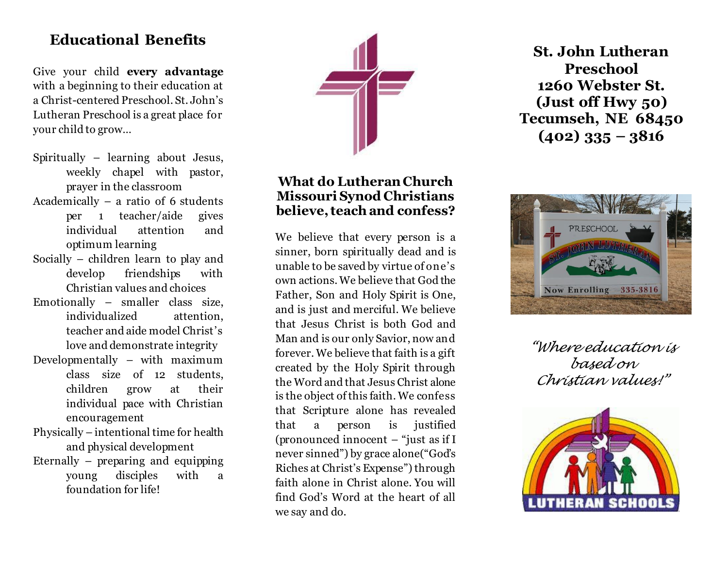## Educational Benefits

Give your child **every advantage** with a beginning to their education at a Christ-centered Preschool. St. John's Lutheran Preschool is a great place for your child to grow…

- Spiritually – learning about Jesus, weekly chapel with pastor, prayer in the classroom
- Academically – a ratio of 6 students per 1 teacher/aide gives individual attention and optimum learning
- Socially – children learn to play and develop friendships with Christian values and choices
- Emotionally – smaller class size, individualized attention, teacher and aide model Christ's love and demonstrate integrity
- Developmentally – with maximum class size of 12 students, children grow at their individual pace with Christian encouragement
- Physically – intentional time for health and physical development
- Eternally – preparing and equipping young disciples with a foundation for life!

## What do Lutheran Church Missouri Synod Christians believe, teach and confess?

We believe that every person is a sinner, born spiritually dead and is unable to be saved by virtue of one's own actions. We believe that God the Father, Son and Holy Spirit is One, and is just and merciful. We believe that Jesus Christ is both God and Man and is our only Savior, now and forever. We believe that faith is a gift created by the Holy Spirit through the Word and that Jesus Christ alone is the object of this faith. We confess that Scripture alone has revealed that a person is justified (pronounced innocent – "just as if I never sinned") by grace alone("God's Riches at Christ's Expense") through faith alone in Christ alone. You will find God's Word at the heart of all we say and do.

## St. John Lutheran Preschool
## 1260 Webster St.
## (Just off Hwy 50)
## Tecumseh, NE 68450
## (402) 335 – 3816

*"Where education is based on Christian values!"*

LUTHERAN SCHOOLS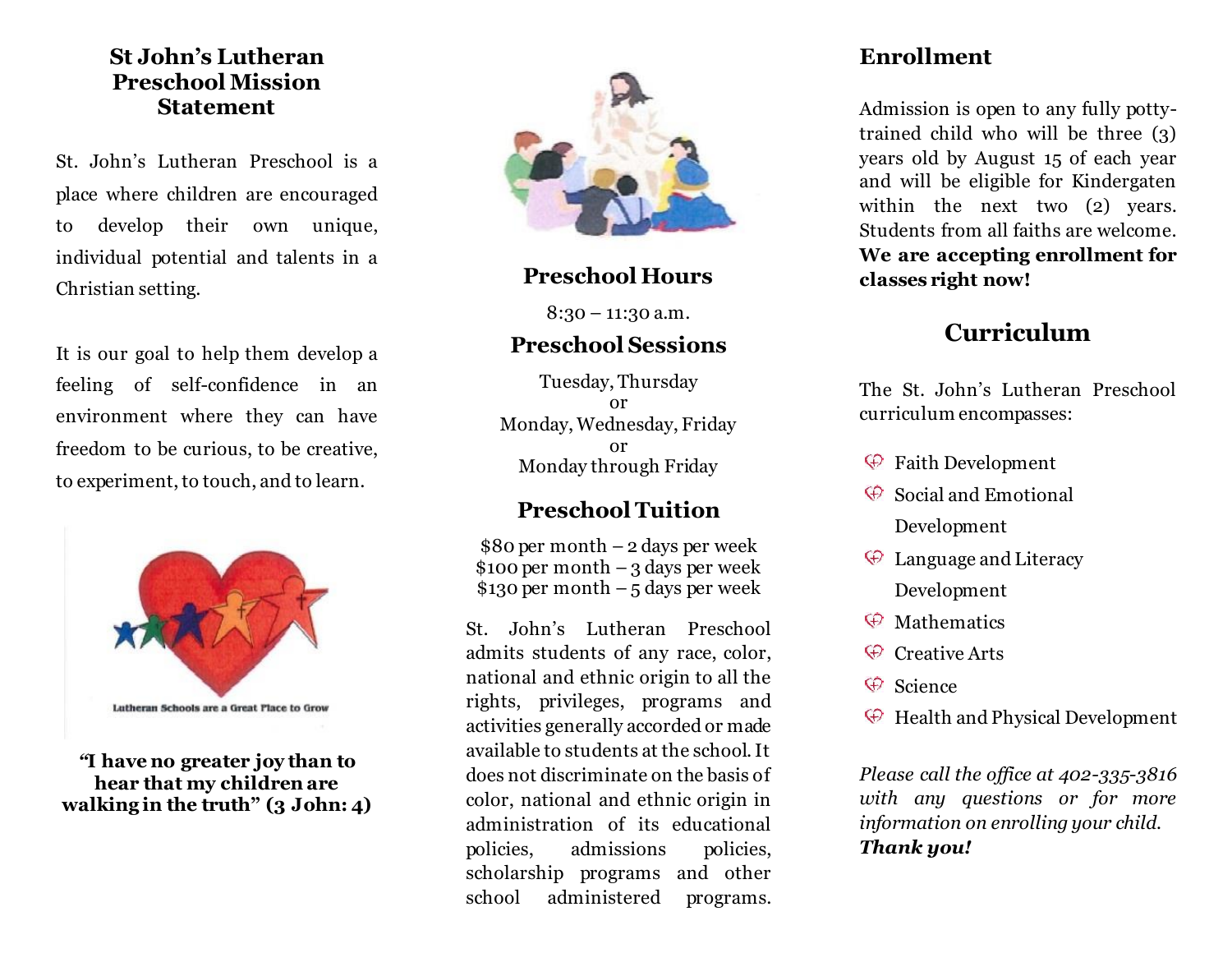## St John's Lutheran Preschool Mission Statement

St. John's Lutheran Preschool is a place where children are encouraged to develop their own unique, individual potential and talents in a Christian setting.

It is our goal to help them develop a feeling of self-confidence in an environment where they can have freedom to be curious, to be creative, to experiment, to touch, and to learn.

Lutheran Schools are a Great Place to Grow

**"I have no greater joy than to hear that my children are walking in the truth" (3 John: 4)**

## Preschool Hours

8:30 – 11:30 a.m.

## Preschool Sessions

Tuesday, Thursday
or
Monday, Wednesday, Friday
or
Monday through Friday

## Preschool Tuition

$80 per month – 2 days per week
$100 per month – 3 days per week
$130 per month – 5 days per week

St. John's Lutheran Preschool admits students of any race, color, national and ethnic origin to all the rights, privileges, programs and activities generally accorded or made available to students at the school. It does not discriminate on the basis of color, national and ethnic origin in administration of its educational policies, admissions policies, scholarship programs and other school administered programs.

## Enrollment

Admission is open to any fully potty-trained child who will be three (3) years old by August 15 of each year and will be eligible for Kindergaten within the next two (2) years. Students from all faiths are welcome. **We are accepting enrollment for classes right now!**

## Curriculum

The St. John's Lutheran Preschool curriculum encompasses:

- Faith Development
- Social and Emotional Development
- Language and Literacy Development
- Mathematics
- Creative Arts
- Science
- Health and Physical Development

*Please call the office at 402-335-3816 with any questions or for more information on enrolling your child.*
***Thank you!***